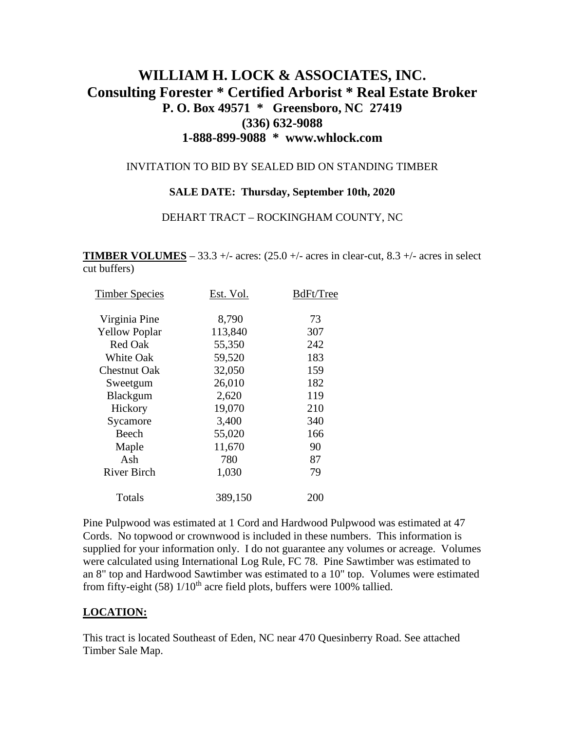# WILLIAM H. LOCK & ASSOCIATES, INC.
## Consulting Forester * Certified Arborist * Real Estate Broker
### P. O. Box 49571 * Greensboro, NC 27419
### (336) 632-9088
### 1-888-899-9088 * www.whlock.com

INVITATION TO BID BY SEALED BID ON STANDING TIMBER

**SALE DATE: Thursday, September 10th, 2020**

DEHART TRACT – ROCKINGHAM COUNTY, NC

**TIMBER VOLUMES** – 33.3 +/- acres: (25.0 +/- acres in clear-cut, 8.3 +/- acres in select cut buffers)

| Timber Species | Est. Vol. | BdFt/Tree |
|---|---|---|
| Virginia Pine | 8,790 | 73 |
| Yellow Poplar | 113,840 | 307 |
| Red Oak | 55,350 | 242 |
| White Oak | 59,520 | 183 |
| Chestnut Oak | 32,050 | 159 |
| Sweetgum | 26,010 | 182 |
| Blackgum | 2,620 | 119 |
| Hickory | 19,070 | 210 |
| Sycamore | 3,400 | 340 |
| Beech | 55,020 | 166 |
| Maple | 11,670 | 90 |
| Ash | 780 | 87 |
| River Birch | 1,030 | 79 |
| Totals | 389,150 | 200 |

Pine Pulpwood was estimated at 1 Cord and Hardwood Pulpwood was estimated at 47 Cords. No topwood or crownwood is included in these numbers. This information is supplied for your information only. I do not guarantee any volumes or acreage. Volumes were calculated using International Log Rule, FC 78. Pine Sawtimber was estimated to an 8" top and Hardwood Sawtimber was estimated to a 10" top. Volumes were estimated from fifty-eight (58) 1/10th acre field plots, buffers were 100% tallied.

**LOCATION:**

This tract is located Southeast of Eden, NC near 470 Quesinberry Road. See attached Timber Sale Map.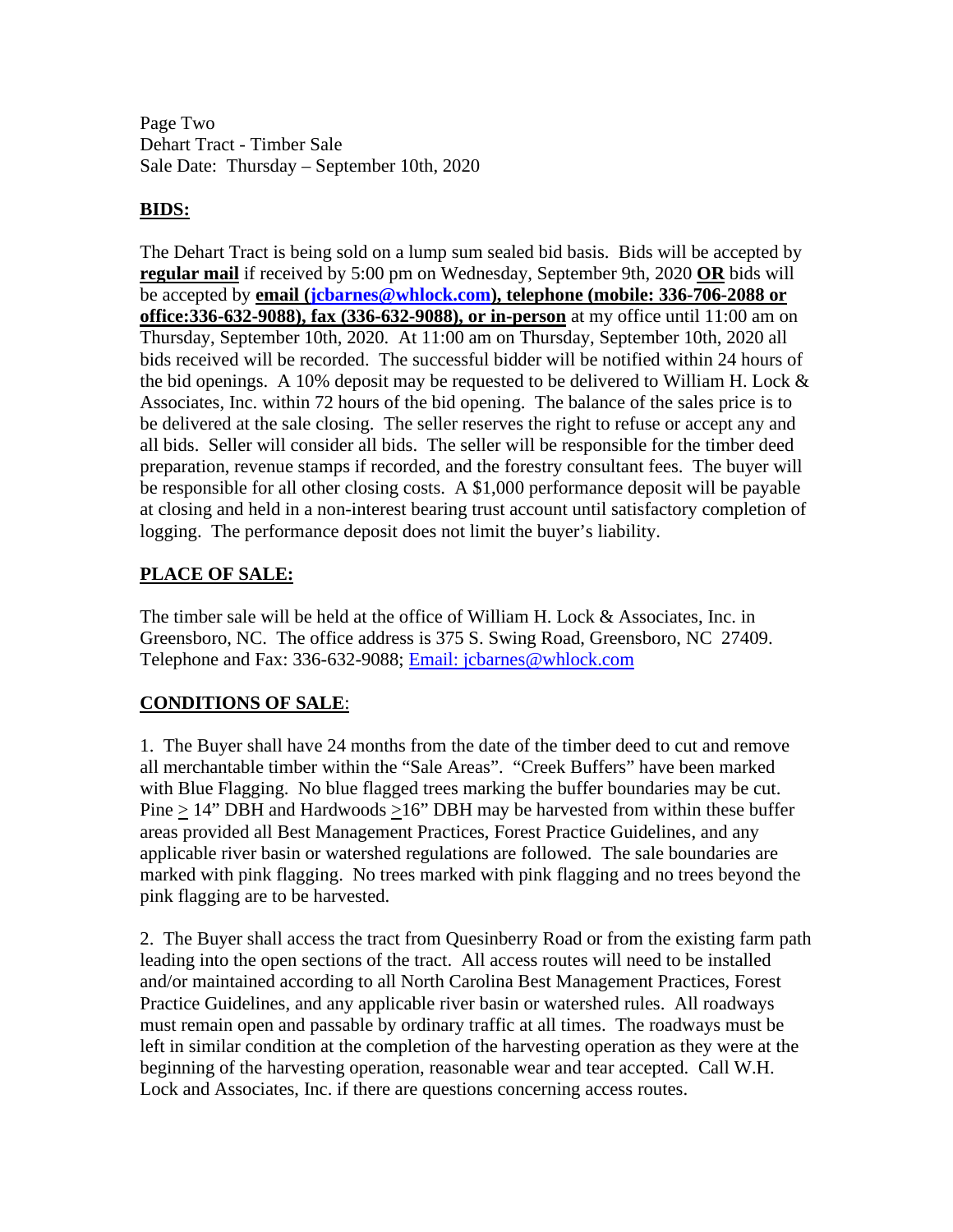Page Two
Dehart Tract - Timber Sale
Sale Date: Thursday – September 10th, 2020

## BIDS:

The Dehart Tract is being sold on a lump sum sealed bid basis. Bids will be accepted by **regular mail** if received by 5:00 pm on Wednesday, September 9th, 2020 **OR** bids will be accepted by **email (jcbarnes@whlock.com), telephone (mobile: 336-706-2088 or office:336-632-9088), fax (336-632-9088), or in-person** at my office until 11:00 am on Thursday, September 10th, 2020. At 11:00 am on Thursday, September 10th, 2020 all bids received will be recorded. The successful bidder will be notified within 24 hours of the bid openings. A 10% deposit may be requested to be delivered to William H. Lock & Associates, Inc. within 72 hours of the bid opening. The balance of the sales price is to be delivered at the sale closing. The seller reserves the right to refuse or accept any and all bids. Seller will consider all bids. The seller will be responsible for the timber deed preparation, revenue stamps if recorded, and the forestry consultant fees. The buyer will be responsible for all other closing costs. A $1,000 performance deposit will be payable at closing and held in a non-interest bearing trust account until satisfactory completion of logging. The performance deposit does not limit the buyer's liability.

## PLACE OF SALE:

The timber sale will be held at the office of William H. Lock & Associates, Inc. in Greensboro, NC. The office address is 375 S. Swing Road, Greensboro, NC 27409. Telephone and Fax: 336-632-9088; Email: jcbarnes@whlock.com

## CONDITIONS OF SALE:

1. The Buyer shall have 24 months from the date of the timber deed to cut and remove all merchantable timber within the "Sale Areas". "Creek Buffers" have been marked with Blue Flagging. No blue flagged trees marking the buffer boundaries may be cut. Pine ≥ 14" DBH and Hardwoods ≥16" DBH may be harvested from within these buffer areas provided all Best Management Practices, Forest Practice Guidelines, and any applicable river basin or watershed regulations are followed. The sale boundaries are marked with pink flagging. No trees marked with pink flagging and no trees beyond the pink flagging are to be harvested.

2. The Buyer shall access the tract from Quesinberry Road or from the existing farm path leading into the open sections of the tract. All access routes will need to be installed and/or maintained according to all North Carolina Best Management Practices, Forest Practice Guidelines, and any applicable river basin or watershed rules. All roadways must remain open and passable by ordinary traffic at all times. The roadways must be left in similar condition at the completion of the harvesting operation as they were at the beginning of the harvesting operation, reasonable wear and tear accepted. Call W.H. Lock and Associates, Inc. if there are questions concerning access routes.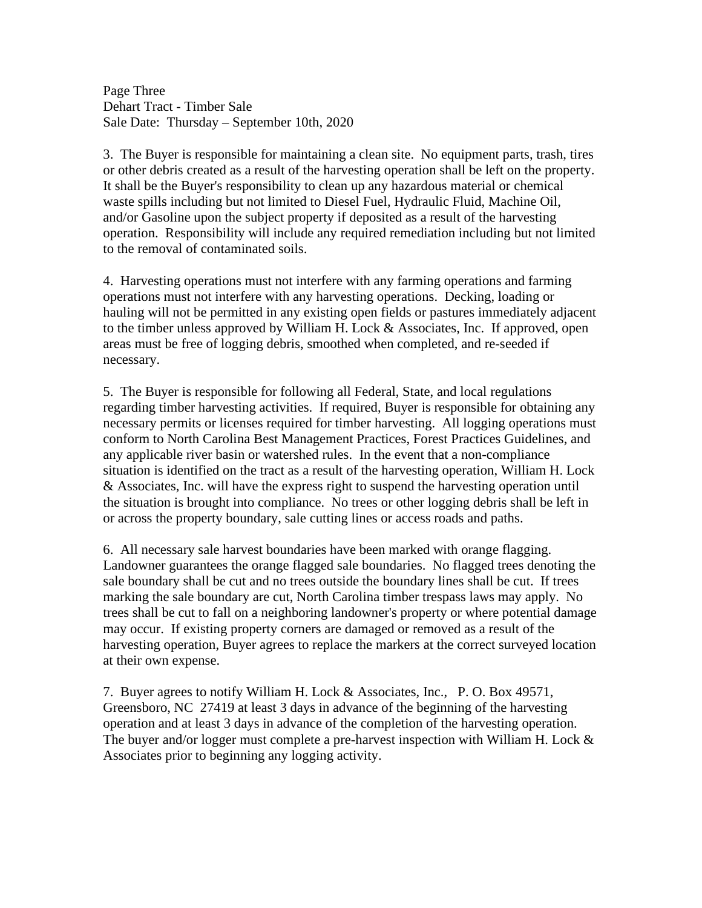Page Three
Dehart Tract - Timber Sale
Sale Date: Thursday – September 10th, 2020

3. The Buyer is responsible for maintaining a clean site. No equipment parts, trash, tires or other debris created as a result of the harvesting operation shall be left on the property. It shall be the Buyer's responsibility to clean up any hazardous material or chemical waste spills including but not limited to Diesel Fuel, Hydraulic Fluid, Machine Oil, and/or Gasoline upon the subject property if deposited as a result of the harvesting operation. Responsibility will include any required remediation including but not limited to the removal of contaminated soils.

4. Harvesting operations must not interfere with any farming operations and farming operations must not interfere with any harvesting operations. Decking, loading or hauling will not be permitted in any existing open fields or pastures immediately adjacent to the timber unless approved by William H. Lock & Associates, Inc. If approved, open areas must be free of logging debris, smoothed when completed, and re-seeded if necessary.

5. The Buyer is responsible for following all Federal, State, and local regulations regarding timber harvesting activities. If required, Buyer is responsible for obtaining any necessary permits or licenses required for timber harvesting. All logging operations must conform to North Carolina Best Management Practices, Forest Practices Guidelines, and any applicable river basin or watershed rules. In the event that a non-compliance situation is identified on the tract as a result of the harvesting operation, William H. Lock & Associates, Inc. will have the express right to suspend the harvesting operation until the situation is brought into compliance. No trees or other logging debris shall be left in or across the property boundary, sale cutting lines or access roads and paths.

6. All necessary sale harvest boundaries have been marked with orange flagging. Landowner guarantees the orange flagged sale boundaries. No flagged trees denoting the sale boundary shall be cut and no trees outside the boundary lines shall be cut. If trees marking the sale boundary are cut, North Carolina timber trespass laws may apply. No trees shall be cut to fall on a neighboring landowner's property or where potential damage may occur. If existing property corners are damaged or removed as a result of the harvesting operation, Buyer agrees to replace the markers at the correct surveyed location at their own expense.

7. Buyer agrees to notify William H. Lock & Associates, Inc., P. O. Box 49571, Greensboro, NC 27419 at least 3 days in advance of the beginning of the harvesting operation and at least 3 days in advance of the completion of the harvesting operation. The buyer and/or logger must complete a pre-harvest inspection with William H. Lock & Associates prior to beginning any logging activity.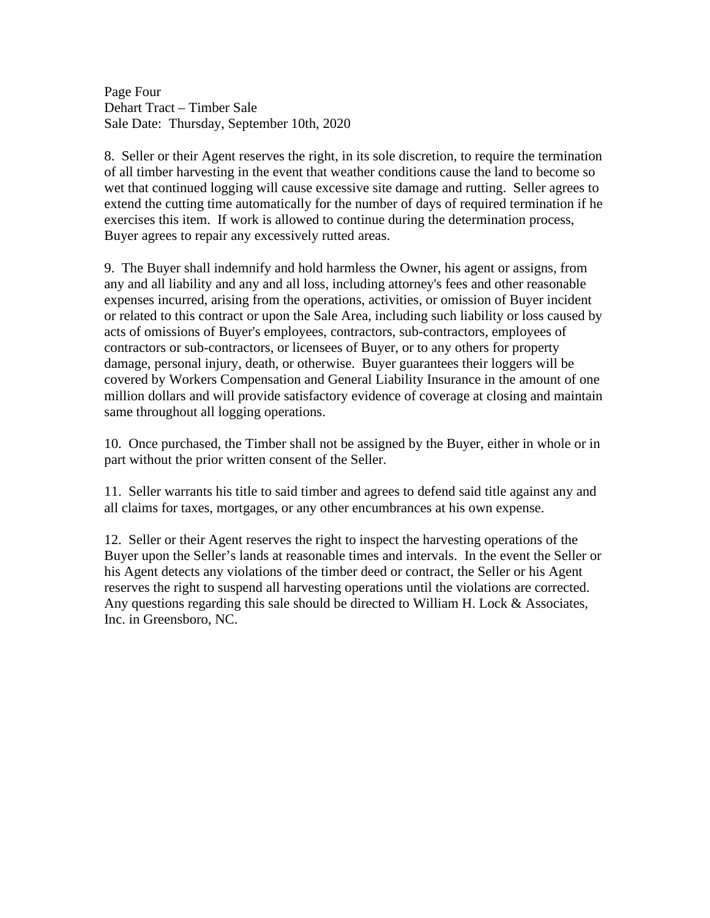8. Seller or their Agent reserves the right, in its sole discretion, to require the termination of all timber harvesting in the event that weather conditions cause the land to become so wet that continued logging will cause excessive site damage and rutting. Seller agrees to extend the cutting time automatically for the number of days of required termination if he exercises this item. If work is allowed to continue during the determination process, Buyer agrees to repair any excessively rutted areas.

9. The Buyer shall indemnify and hold harmless the Owner, his agent or assigns, from any and all liability and any and all loss, including attorney's fees and other reasonable expenses incurred, arising from the operations, activities, or omission of Buyer incident or related to this contract or upon the Sale Area, including such liability or loss caused by acts of omissions of Buyer's employees, contractors, sub-contractors, employees of contractors or sub-contractors, or licensees of Buyer, or to any others for property damage, personal injury, death, or otherwise. Buyer guarantees their loggers will be covered by Workers Compensation and General Liability Insurance in the amount of one million dollars and will provide satisfactory evidence of coverage at closing and maintain same throughout all logging operations.

10. Once purchased, the Timber shall not be assigned by the Buyer, either in whole or in part without the prior written consent of the Seller.

11. Seller warrants his title to said timber and agrees to defend said title against any and all claims for taxes, mortgages, or any other encumbrances at his own expense.

12. Seller or their Agent reserves the right to inspect the harvesting operations of the Buyer upon the Seller's lands at reasonable times and intervals. In the event the Seller or his Agent detects any violations of the timber deed or contract, the Seller or his Agent reserves the right to suspend all harvesting operations until the violations are corrected. Any questions regarding this sale should be directed to William H. Lock & Associates, Inc. in Greensboro, NC.